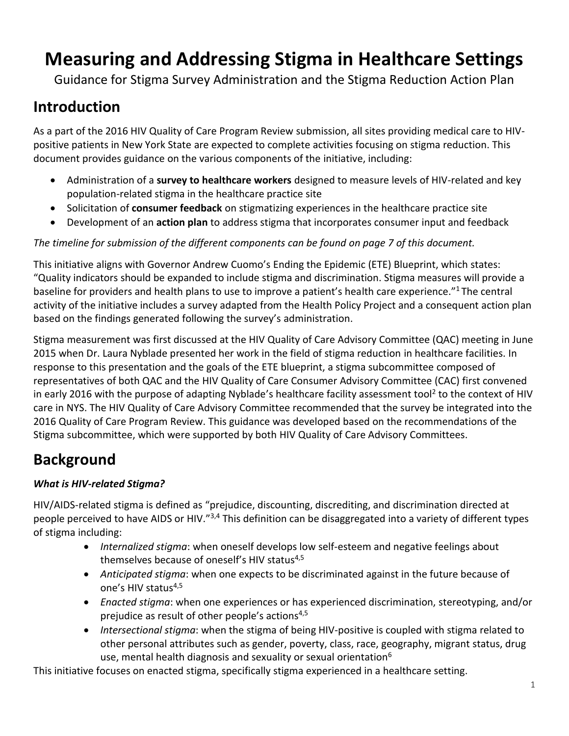# Measuring and Addressing Stigma in Healthcare Settings

Guidance for Stigma Survey Administration and the Stigma Reduction Action Plan

## Introduction

As a part of the 2016 HIV Quality of Care Program Review submission, all sites providing medical care to HIV-positive patients in New York State are expected to complete activities focusing on stigma reduction. This document provides guidance on the various components of the initiative, including:

- Administration of a **survey to healthcare workers** designed to measure levels of HIV-related and key population-related stigma in the healthcare practice site
- Solicitation of **consumer feedback** on stigmatizing experiences in the healthcare practice site
- Development of an **action plan** to address stigma that incorporates consumer input and feedback

*The timeline for submission of the different components can be found on page 7 of this document.*

This initiative aligns with Governor Andrew Cuomo's Ending the Epidemic (ETE) Blueprint, which states: "Quality indicators should be expanded to include stigma and discrimination. Stigma measures will provide a baseline for providers and health plans to use to improve a patient's health care experience."[1] The central activity of the initiative includes a survey adapted from the Health Policy Project and a consequent action plan based on the findings generated following the survey's administration.

Stigma measurement was first discussed at the HIV Quality of Care Advisory Committee (QAC) meeting in June 2015 when Dr. Laura Nyblade presented her work in the field of stigma reduction in healthcare facilities. In response to this presentation and the goals of the ETE blueprint, a stigma subcommittee composed of representatives of both QAC and the HIV Quality of Care Consumer Advisory Committee (CAC) first convened in early 2016 with the purpose of adapting Nyblade's healthcare facility assessment tool[2] to the context of HIV care in NYS. The HIV Quality of Care Advisory Committee recommended that the survey be integrated into the 2016 Quality of Care Program Review. This guidance was developed based on the recommendations of the Stigma subcommittee, which were supported by both HIV Quality of Care Advisory Committees.

## Background

### *What is HIV-related Stigma?*

HIV/AIDS-related stigma is defined as "prejudice, discounting, discrediting, and discrimination directed at people perceived to have AIDS or HIV."[3,4] This definition can be disaggregated into a variety of different types of stigma including:

- *Internalized stigma*: when oneself develops low self-esteem and negative feelings about themselves because of oneself's HIV status[4,5]
- *Anticipated stigma*: when one expects to be discriminated against in the future because of one's HIV status[4,5]
- *Enacted stigma*: when one experiences or has experienced discrimination, stereotyping, and/or prejudice as result of other people's actions[4,5]
- *Intersectional stigma*: when the stigma of being HIV-positive is coupled with stigma related to other personal attributes such as gender, poverty, class, race, geography, migrant status, drug use, mental health diagnosis and sexuality or sexual orientation[6]

This initiative focuses on enacted stigma, specifically stigma experienced in a healthcare setting.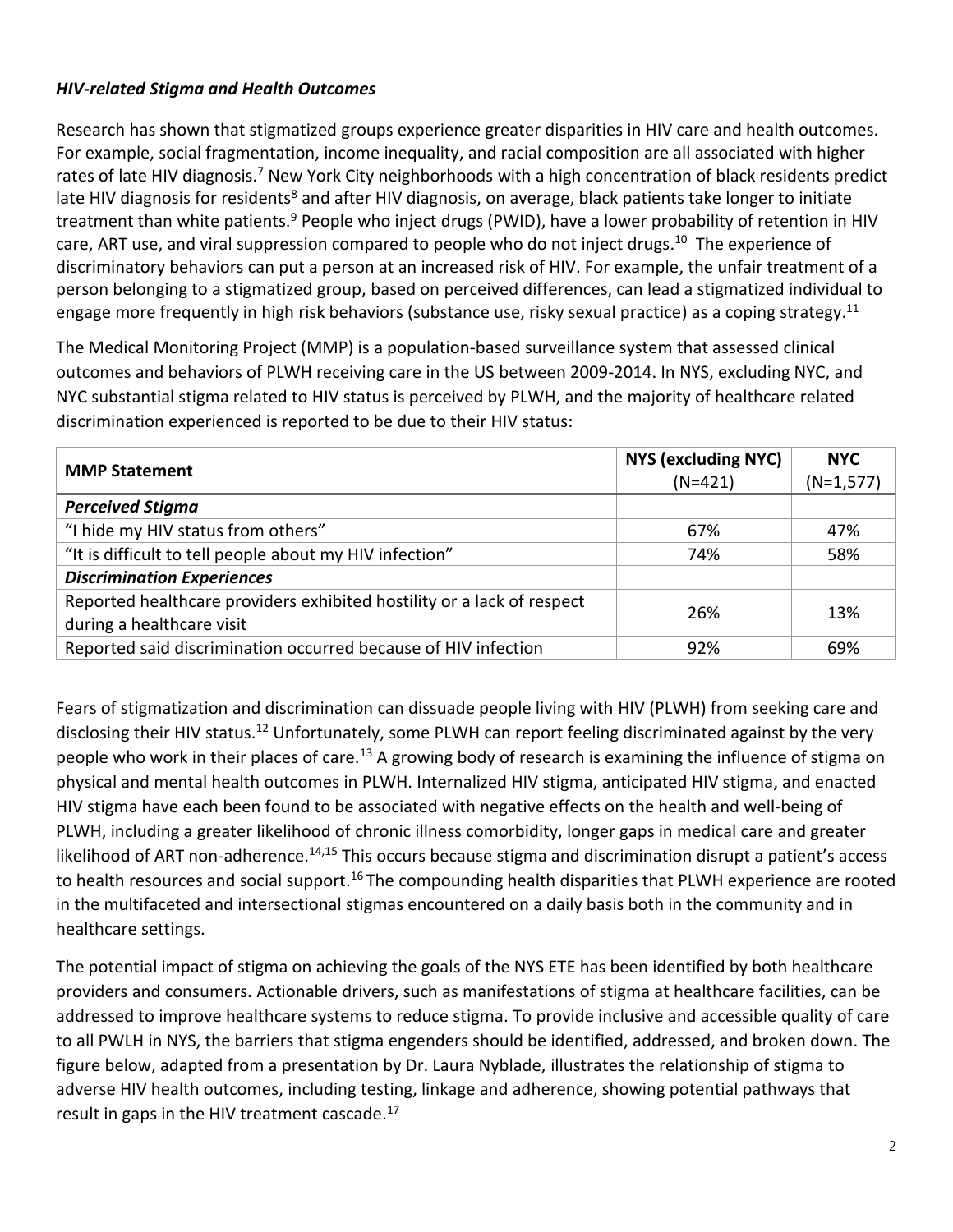### *HIV-related Stigma and Health Outcomes*

Research has shown that stigmatized groups experience greater disparities in HIV care and health outcomes. For example, social fragmentation, income inequality, and racial composition are all associated with higher rates of late HIV diagnosis.[7] New York City neighborhoods with a high concentration of black residents predict late HIV diagnosis for residents[8] and after HIV diagnosis, on average, black patients take longer to initiate treatment than white patients.[9] People who inject drugs (PWID), have a lower probability of retention in HIV care, ART use, and viral suppression compared to people who do not inject drugs.[10] The experience of discriminatory behaviors can put a person at an increased risk of HIV. For example, the unfair treatment of a person belonging to a stigmatized group, based on perceived differences, can lead a stigmatized individual to engage more frequently in high risk behaviors (substance use, risky sexual practice) as a coping strategy.[11]

The Medical Monitoring Project (MMP) is a population-based surveillance system that assessed clinical outcomes and behaviors of PLWH receiving care in the US between 2009-2014. In NYS, excluding NYC, and NYC substantial stigma related to HIV status is perceived by PLWH, and the majority of healthcare related discrimination experienced is reported to be due to their HIV status:

| MMP Statement | NYS (excluding NYC) (N=421) | NYC (N=1,577) |
|---|---|---|
| ***Perceived Stigma*** | | |
| "I hide my HIV status from others" | 67% | 47% |
| "It is difficult to tell people about my HIV infection" | 74% | 58% |
| ***Discrimination Experiences*** | | |
| Reported healthcare providers exhibited hostility or a lack of respect during a healthcare visit | 26% | 13% |
| Reported said discrimination occurred because of HIV infection | 92% | 69% |

Fears of stigmatization and discrimination can dissuade people living with HIV (PLWH) from seeking care and disclosing their HIV status.[12] Unfortunately, some PLWH can report feeling discriminated against by the very people who work in their places of care.[13] A growing body of research is examining the influence of stigma on physical and mental health outcomes in PLWH. Internalized HIV stigma, anticipated HIV stigma, and enacted HIV stigma have each been found to be associated with negative effects on the health and well-being of PLWH, including a greater likelihood of chronic illness comorbidity, longer gaps in medical care and greater likelihood of ART non-adherence.[14,15] This occurs because stigma and discrimination disrupt a patient's access to health resources and social support.[16] The compounding health disparities that PLWH experience are rooted in the multifaceted and intersectional stigmas encountered on a daily basis both in the community and in healthcare settings.

The potential impact of stigma on achieving the goals of the NYS ETE has been identified by both healthcare providers and consumers. Actionable drivers, such as manifestations of stigma at healthcare facilities, can be addressed to improve healthcare systems to reduce stigma. To provide inclusive and accessible quality of care to all PWLH in NYS, the barriers that stigma engenders should be identified, addressed, and broken down. The figure below, adapted from a presentation by Dr. Laura Nyblade, illustrates the relationship of stigma to adverse HIV health outcomes, including testing, linkage and adherence, showing potential pathways that result in gaps in the HIV treatment cascade.[17]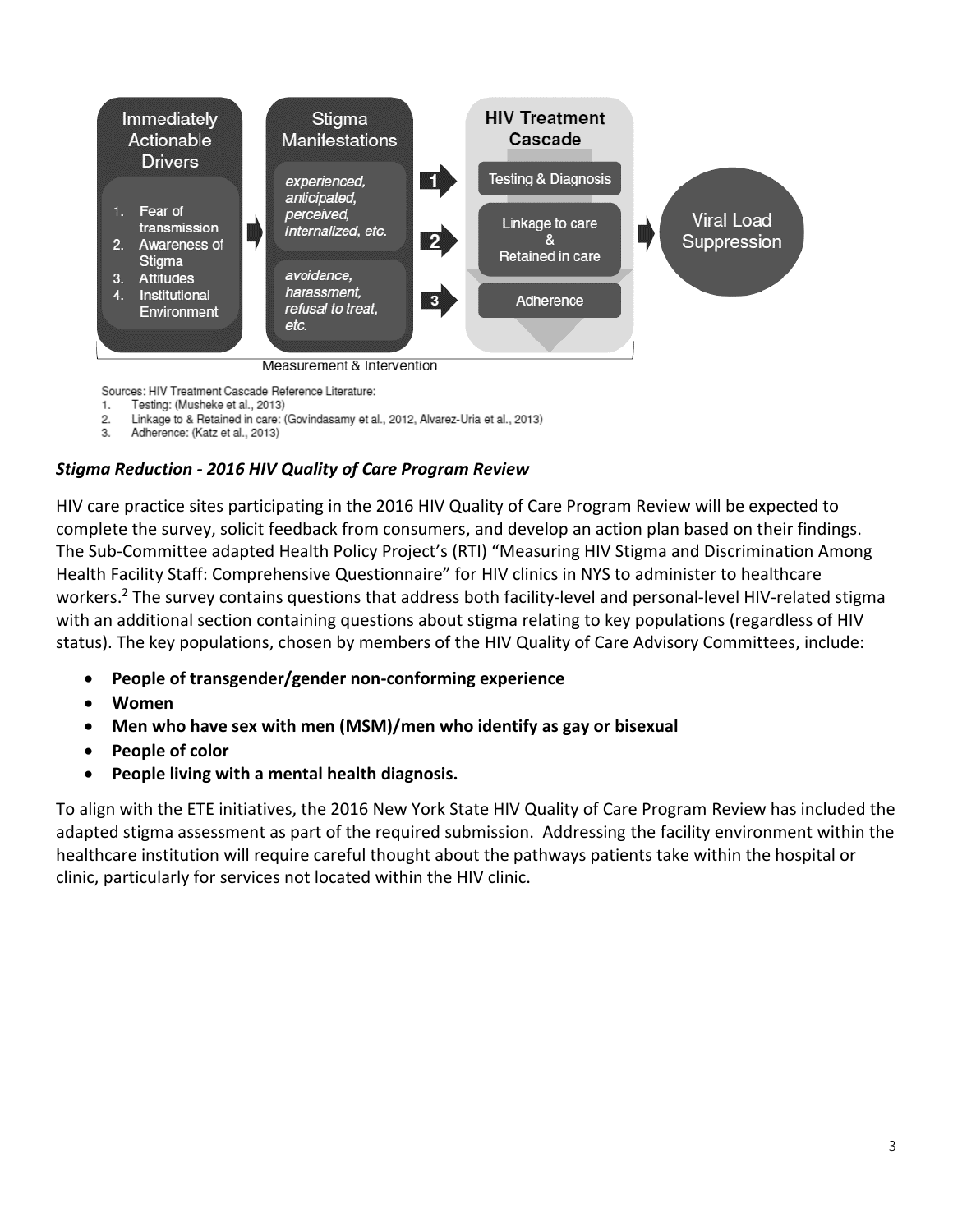Immediately Actionable Drivers

1. Fear of transmission
2. Awareness of Stigma
3. Attitudes
4. Institutional Environment

Stigma Manifestations

*experienced, anticipated, perceived, internalized, etc.*

*avoidance, harassment, refusal to treat, etc.*

HIV Treatment Cascade

1 Testing & Diagnosis

2 Linkage to care & Retained in care

3 Adherence

Viral Load Suppression

Measurement & Intervention

Sources: HIV Treatment Cascade Reference Literature:
1. Testing: (Musheke et al., 2013)
2. Linkage to & Retained in care: (Govindasamy et al., 2012, Alvarez-Uria et al., 2013)
3. Adherence: (Katz et al., 2013)

### *Stigma Reduction - 2016 HIV Quality of Care Program Review*

HIV care practice sites participating in the 2016 HIV Quality of Care Program Review will be expected to complete the survey, solicit feedback from consumers, and develop an action plan based on their findings. The Sub-Committee adapted Health Policy Project's (RTI) "Measuring HIV Stigma and Discrimination Among Health Facility Staff: Comprehensive Questionnaire" for HIV clinics in NYS to administer to healthcare workers.[2] The survey contains questions that address both facility-level and personal-level HIV-related stigma with an additional section containing questions about stigma relating to key populations (regardless of HIV status). The key populations, chosen by members of the HIV Quality of Care Advisory Committees, include:

- **People of transgender/gender non-conforming experience**
- **Women**
- **Men who have sex with men (MSM)/men who identify as gay or bisexual**
- **People of color**
- **People living with a mental health diagnosis.**

To align with the ETE initiatives, the 2016 New York State HIV Quality of Care Program Review has included the adapted stigma assessment as part of the required submission. Addressing the facility environment within the healthcare institution will require careful thought about the pathways patients take within the hospital or clinic, particularly for services not located within the HIV clinic.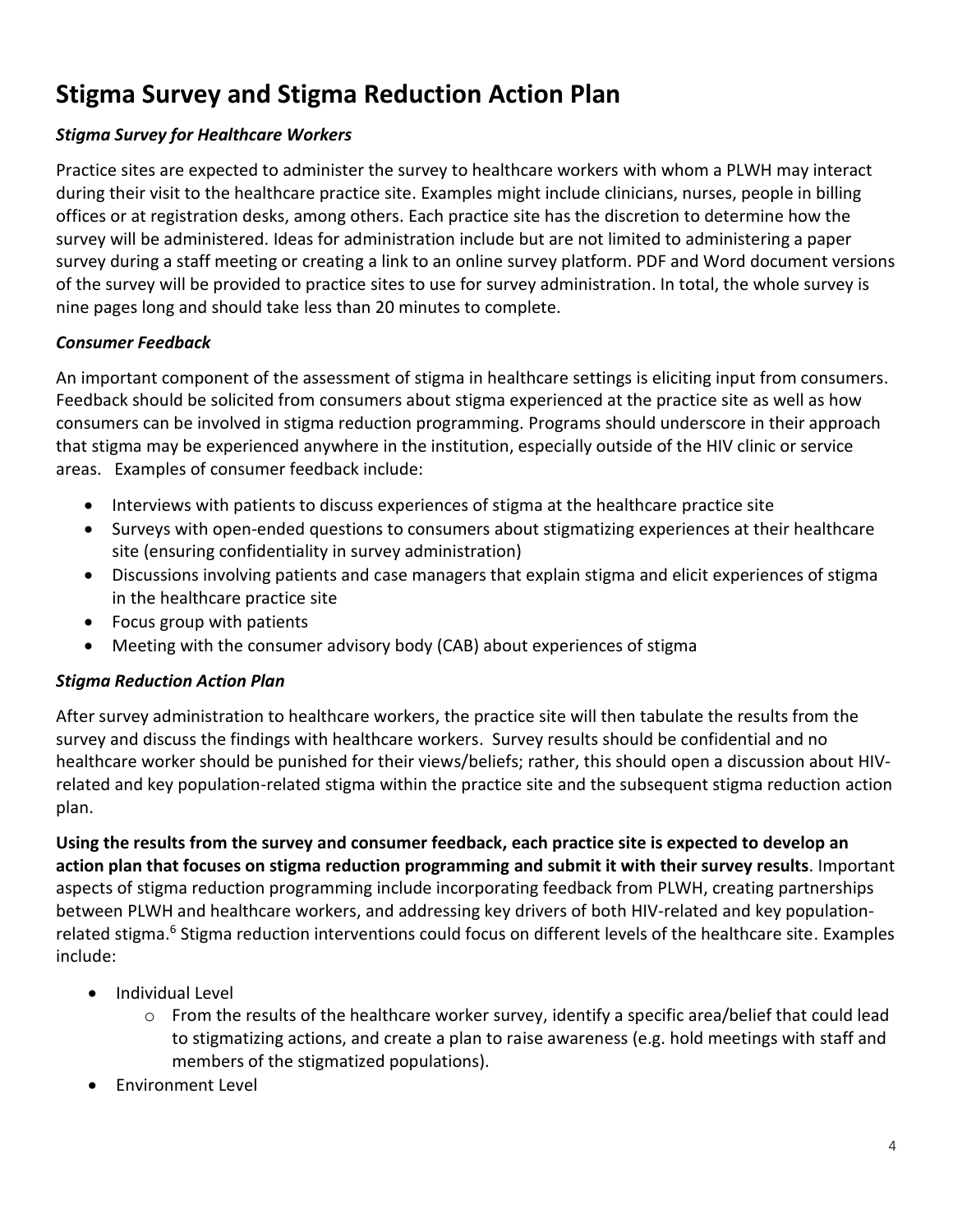# Stigma Survey and Stigma Reduction Action Plan

### *Stigma Survey for Healthcare Workers*

Practice sites are expected to administer the survey to healthcare workers with whom a PLWH may interact during their visit to the healthcare practice site. Examples might include clinicians, nurses, people in billing offices or at registration desks, among others. Each practice site has the discretion to determine how the survey will be administered. Ideas for administration include but are not limited to administering a paper survey during a staff meeting or creating a link to an online survey platform. PDF and Word document versions of the survey will be provided to practice sites to use for survey administration. In total, the whole survey is nine pages long and should take less than 20 minutes to complete.

### *Consumer Feedback*

An important component of the assessment of stigma in healthcare settings is eliciting input from consumers. Feedback should be solicited from consumers about stigma experienced at the practice site as well as how consumers can be involved in stigma reduction programming. Programs should underscore in their approach that stigma may be experienced anywhere in the institution, especially outside of the HIV clinic or service areas. Examples of consumer feedback include:

- Interviews with patients to discuss experiences of stigma at the healthcare practice site
- Surveys with open-ended questions to consumers about stigmatizing experiences at their healthcare site (ensuring confidentiality in survey administration)
- Discussions involving patients and case managers that explain stigma and elicit experiences of stigma in the healthcare practice site
- Focus group with patients
- Meeting with the consumer advisory body (CAB) about experiences of stigma

### *Stigma Reduction Action Plan*

After survey administration to healthcare workers, the practice site will then tabulate the results from the survey and discuss the findings with healthcare workers. Survey results should be confidential and no healthcare worker should be punished for their views/beliefs; rather, this should open a discussion about HIV-related and key population-related stigma within the practice site and the subsequent stigma reduction action plan.

**Using the results from the survey and consumer feedback, each practice site is expected to develop an action plan that focuses on stigma reduction programming and submit it with their survey results**. Important aspects of stigma reduction programming include incorporating feedback from PLWH, creating partnerships between PLWH and healthcare workers, and addressing key drivers of both HIV-related and key population-related stigma.[6] Stigma reduction interventions could focus on different levels of the healthcare site. Examples include:

- Individual Level
  - From the results of the healthcare worker survey, identify a specific area/belief that could lead to stigmatizing actions, and create a plan to raise awareness (e.g. hold meetings with staff and members of the stigmatized populations).
- Environment Level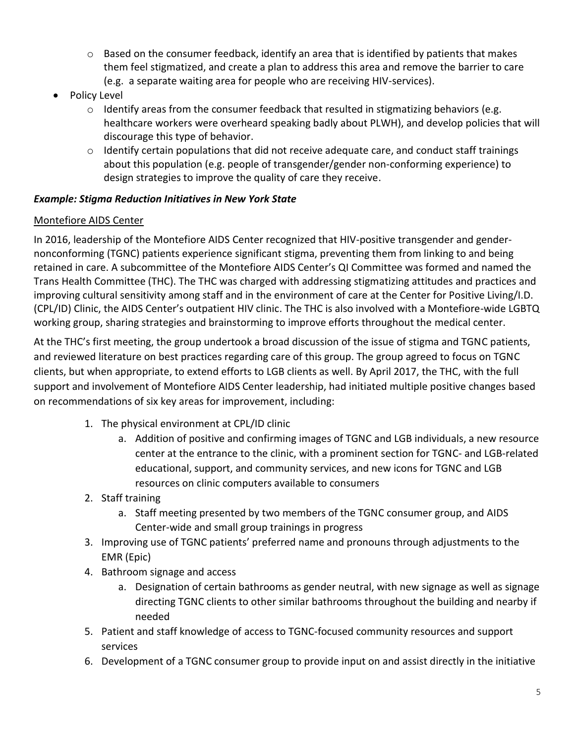- Based on the consumer feedback, identify an area that is identified by patients that makes them feel stigmatized, and create a plan to address this area and remove the barrier to care (e.g. a separate waiting area for people who are receiving HIV-services).
- Policy Level
  - Identify areas from the consumer feedback that resulted in stigmatizing behaviors (e.g. healthcare workers were overheard speaking badly about PLWH), and develop policies that will discourage this type of behavior.
  - Identify certain populations that did not receive adequate care, and conduct staff trainings about this population (e.g. people of transgender/gender non-conforming experience) to design strategies to improve the quality of care they receive.

***Example: Stigma Reduction Initiatives in New York State***

Montefiore AIDS Center

In 2016, leadership of the Montefiore AIDS Center recognized that HIV-positive transgender and gender-nonconforming (TGNC) patients experience significant stigma, preventing them from linking to and being retained in care. A subcommittee of the Montefiore AIDS Center's QI Committee was formed and named the Trans Health Committee (THC). The THC was charged with addressing stigmatizing attitudes and practices and improving cultural sensitivity among staff and in the environment of care at the Center for Positive Living/I.D. (CPL/ID) Clinic, the AIDS Center's outpatient HIV clinic. The THC is also involved with a Montefiore-wide LGBTQ working group, sharing strategies and brainstorming to improve efforts throughout the medical center.

At the THC's first meeting, the group undertook a broad discussion of the issue of stigma and TGNC patients, and reviewed literature on best practices regarding care of this group. The group agreed to focus on TGNC clients, but when appropriate, to extend efforts to LGB clients as well. By April 2017, the THC, with the full support and involvement of Montefiore AIDS Center leadership, had initiated multiple positive changes based on recommendations of six key areas for improvement, including:

1. The physical environment at CPL/ID clinic
   a. Addition of positive and confirming images of TGNC and LGB individuals, a new resource center at the entrance to the clinic, with a prominent section for TGNC- and LGB-related educational, support, and community services, and new icons for TGNC and LGB resources on clinic computers available to consumers
2. Staff training
   a. Staff meeting presented by two members of the TGNC consumer group, and AIDS Center-wide and small group trainings in progress
3. Improving use of TGNC patients' preferred name and pronouns through adjustments to the EMR (Epic)
4. Bathroom signage and access
   a. Designation of certain bathrooms as gender neutral, with new signage as well as signage directing TGNC clients to other similar bathrooms throughout the building and nearby if needed
5. Patient and staff knowledge of access to TGNC-focused community resources and support services
6. Development of a TGNC consumer group to provide input on and assist directly in the initiative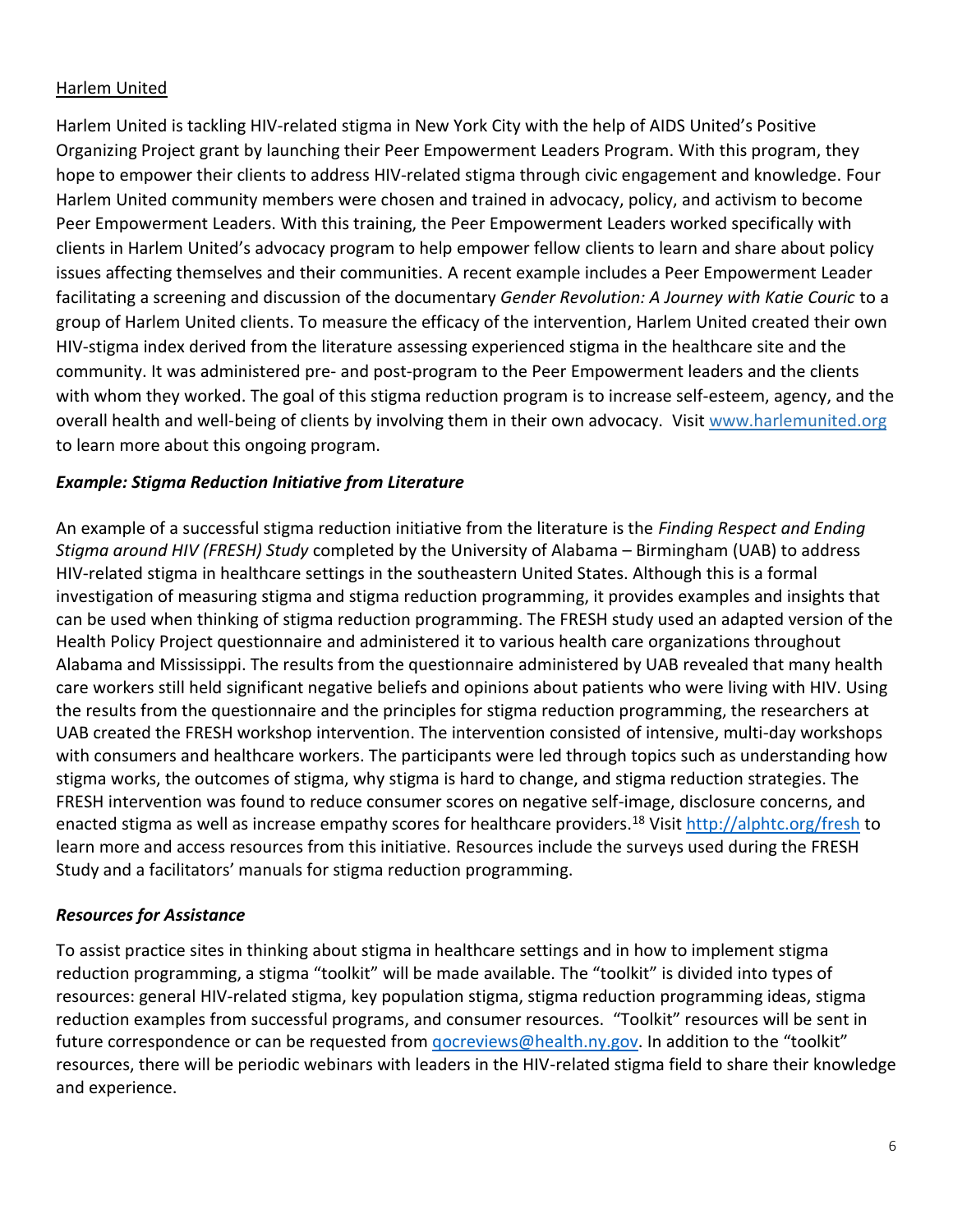Harlem United

Harlem United is tackling HIV-related stigma in New York City with the help of AIDS United's Positive Organizing Project grant by launching their Peer Empowerment Leaders Program. With this program, they hope to empower their clients to address HIV-related stigma through civic engagement and knowledge. Four Harlem United community members were chosen and trained in advocacy, policy, and activism to become Peer Empowerment Leaders. With this training, the Peer Empowerment Leaders worked specifically with clients in Harlem United's advocacy program to help empower fellow clients to learn and share about policy issues affecting themselves and their communities. A recent example includes a Peer Empowerment Leader facilitating a screening and discussion of the documentary *Gender Revolution: A Journey with Katie Couric* to a group of Harlem United clients. To measure the efficacy of the intervention, Harlem United created their own HIV-stigma index derived from the literature assessing experienced stigma in the healthcare site and the community. It was administered pre- and post-program to the Peer Empowerment leaders and the clients with whom they worked. The goal of this stigma reduction program is to increase self-esteem, agency, and the overall health and well-being of clients by involving them in their own advocacy. Visit www.harlemunited.org to learn more about this ongoing program.

### *Example: Stigma Reduction Initiative from Literature*

An example of a successful stigma reduction initiative from the literature is the *Finding Respect and Ending Stigma around HIV (FRESH) Study* completed by the University of Alabama – Birmingham (UAB) to address HIV-related stigma in healthcare settings in the southeastern United States. Although this is a formal investigation of measuring stigma and stigma reduction programming, it provides examples and insights that can be used when thinking of stigma reduction programming. The FRESH study used an adapted version of the Health Policy Project questionnaire and administered it to various health care organizations throughout Alabama and Mississippi. The results from the questionnaire administered by UAB revealed that many health care workers still held significant negative beliefs and opinions about patients who were living with HIV. Using the results from the questionnaire and the principles for stigma reduction programming, the researchers at UAB created the FRESH workshop intervention. The intervention consisted of intensive, multi-day workshops with consumers and healthcare workers. The participants were led through topics such as understanding how stigma works, the outcomes of stigma, why stigma is hard to change, and stigma reduction strategies. The FRESH intervention was found to reduce consumer scores on negative self-image, disclosure concerns, and enacted stigma as well as increase empathy scores for healthcare providers.[18] Visit http://alphtc.org/fresh to learn more and access resources from this initiative. Resources include the surveys used during the FRESH Study and a facilitators' manuals for stigma reduction programming.

### *Resources for Assistance*

To assist practice sites in thinking about stigma in healthcare settings and in how to implement stigma reduction programming, a stigma "toolkit" will be made available. The "toolkit" is divided into types of resources: general HIV-related stigma, key population stigma, stigma reduction programming ideas, stigma reduction examples from successful programs, and consumer resources. "Toolkit" resources will be sent in future correspondence or can be requested from qocreviews@health.ny.gov. In addition to the "toolkit" resources, there will be periodic webinars with leaders in the HIV-related stigma field to share their knowledge and experience.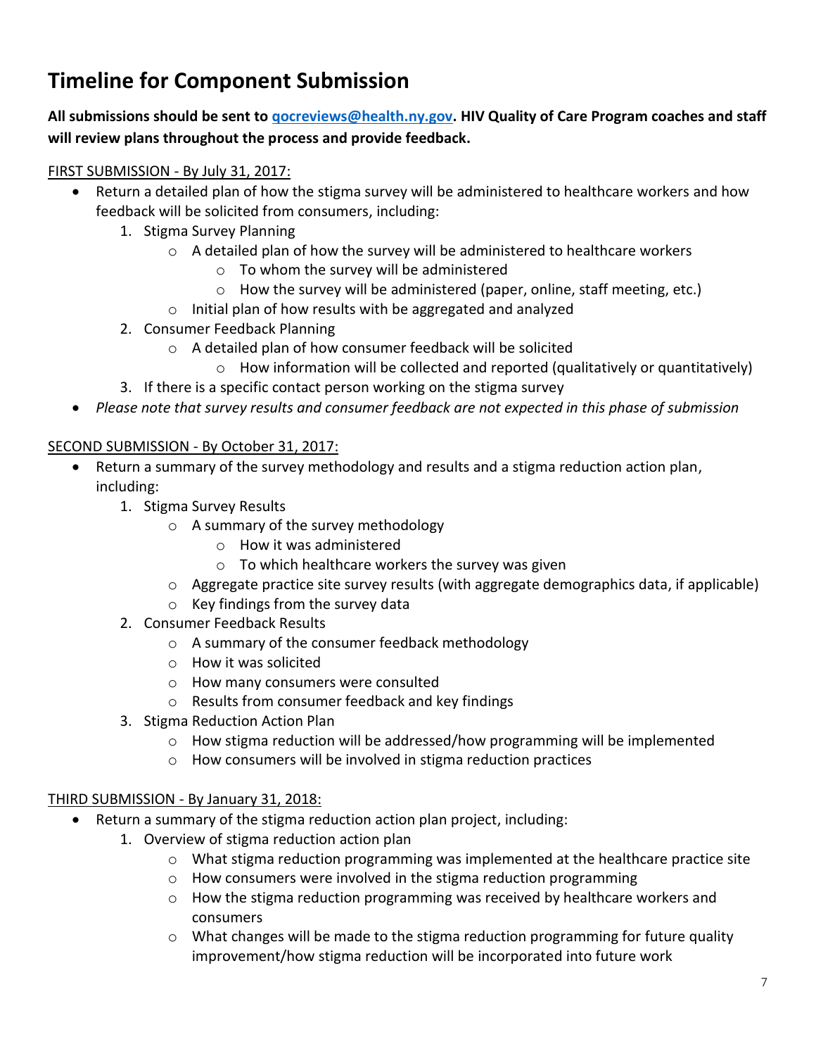# Timeline for Component Submission

**All submissions should be sent to [qocreviews@health.ny.gov](mailto:qocreviews@health.ny.gov). HIV Quality of Care Program coaches and staff will review plans throughout the process and provide feedback.**

<u>FIRST SUBMISSION - By July 31, 2017:</u>

- Return a detailed plan of how the stigma survey will be administered to healthcare workers and how feedback will be solicited from consumers, including:
    1. Stigma Survey Planning
        - A detailed plan of how the survey will be administered to healthcare workers
            - To whom the survey will be administered
            - How the survey will be administered (paper, online, staff meeting, etc.)
        - Initial plan of how results with be aggregated and analyzed
    2. Consumer Feedback Planning
        - A detailed plan of how consumer feedback will be solicited
            - How information will be collected and reported (qualitatively or quantitatively)
    3. If there is a specific contact person working on the stigma survey
- *Please note that survey results and consumer feedback are not expected in this phase of submission*

<u>SECOND SUBMISSION - By October 31, 2017:</u>

- Return a summary of the survey methodology and results and a stigma reduction action plan, including:
    1. Stigma Survey Results
        - A summary of the survey methodology
            - How it was administered
            - To which healthcare workers the survey was given
        - Aggregate practice site survey results (with aggregate demographics data, if applicable)
        - Key findings from the survey data
    2. Consumer Feedback Results
        - A summary of the consumer feedback methodology
        - How it was solicited
        - How many consumers were consulted
        - Results from consumer feedback and key findings
    3. Stigma Reduction Action Plan
        - How stigma reduction will be addressed/how programming will be implemented
        - How consumers will be involved in stigma reduction practices

<u>THIRD SUBMISSION - By January 31, 2018:</u>

- Return a summary of the stigma reduction action plan project, including:
    1. Overview of stigma reduction action plan
        - What stigma reduction programming was implemented at the healthcare practice site
        - How consumers were involved in the stigma reduction programming
        - How the stigma reduction programming was received by healthcare workers and consumers
        - What changes will be made to the stigma reduction programming for future quality improvement/how stigma reduction will be incorporated into future work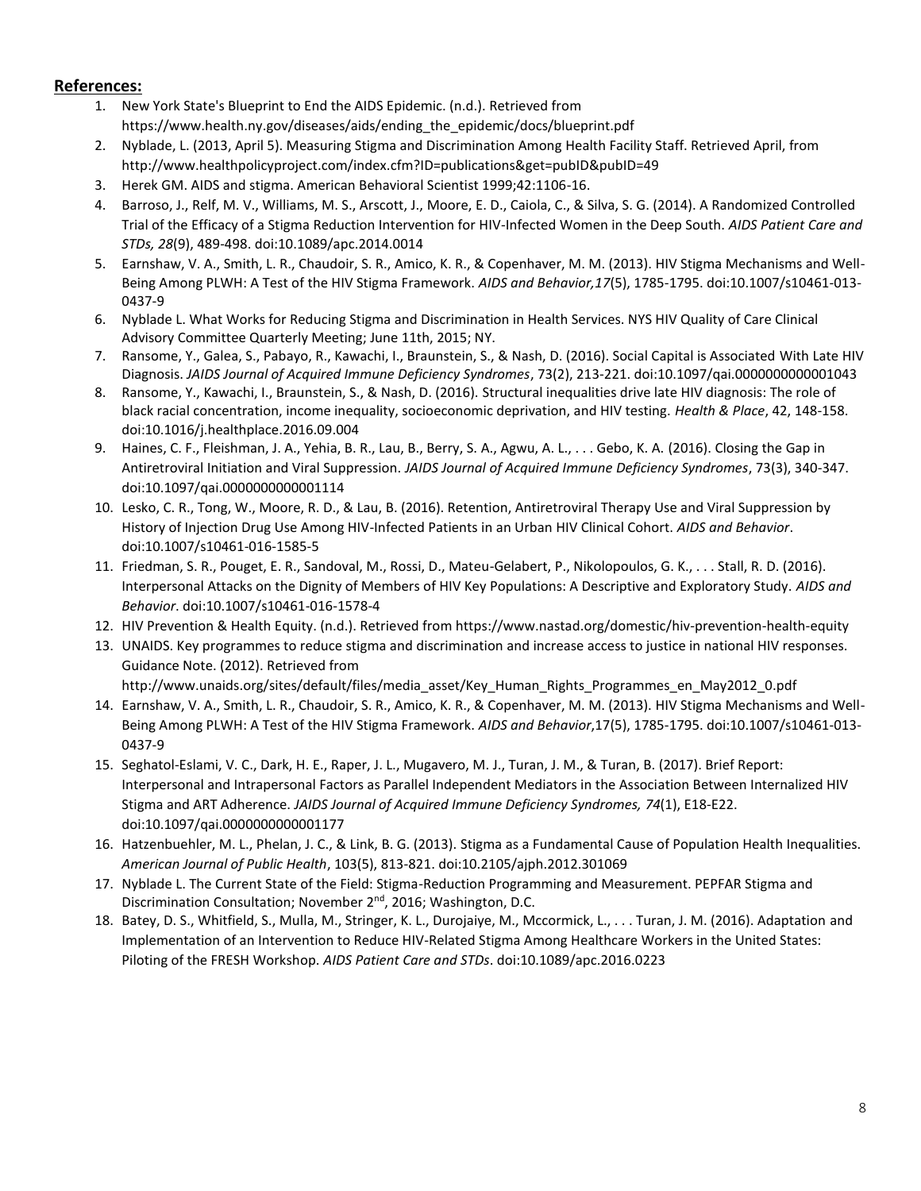## **References:**

1. New York State's Blueprint to End the AIDS Epidemic. (n.d.). Retrieved from https://www.health.ny.gov/diseases/aids/ending_the_epidemic/docs/blueprint.pdf
2. Nyblade, L. (2013, April 5). Measuring Stigma and Discrimination Among Health Facility Staff. Retrieved April, from http://www.healthpolicyproject.com/index.cfm?ID=publications&get=pubID&pubID=49
3. Herek GM. AIDS and stigma. American Behavioral Scientist 1999;42:1106-16.
4. Barroso, J., Relf, M. V., Williams, M. S., Arscott, J., Moore, E. D., Caiola, C., & Silva, S. G. (2014). A Randomized Controlled Trial of the Efficacy of a Stigma Reduction Intervention for HIV-Infected Women in the Deep South. *AIDS Patient Care and STDs, 28*(9), 489-498. doi:10.1089/apc.2014.0014
5. Earnshaw, V. A., Smith, L. R., Chaudoir, S. R., Amico, K. R., & Copenhaver, M. M. (2013). HIV Stigma Mechanisms and Well-Being Among PLWH: A Test of the HIV Stigma Framework. *AIDS and Behavior,17*(5), 1785-1795. doi:10.1007/s10461-013-0437-9
6. Nyblade L. What Works for Reducing Stigma and Discrimination in Health Services. NYS HIV Quality of Care Clinical Advisory Committee Quarterly Meeting; June 11th, 2015; NY.
7. Ransome, Y., Galea, S., Pabayo, R., Kawachi, I., Braunstein, S., & Nash, D. (2016). Social Capital is Associated With Late HIV Diagnosis. *JAIDS Journal of Acquired Immune Deficiency Syndromes*, 73(2), 213-221. doi:10.1097/qai.0000000000001043
8. Ransome, Y., Kawachi, I., Braunstein, S., & Nash, D. (2016). Structural inequalities drive late HIV diagnosis: The role of black racial concentration, income inequality, socioeconomic deprivation, and HIV testing. *Health & Place*, 42, 148-158. doi:10.1016/j.healthplace.2016.09.004
9. Haines, C. F., Fleishman, J. A., Yehia, B. R., Lau, B., Berry, S. A., Agwu, A. L., . . . Gebo, K. A. (2016). Closing the Gap in Antiretroviral Initiation and Viral Suppression. *JAIDS Journal of Acquired Immune Deficiency Syndromes*, 73(3), 340-347. doi:10.1097/qai.0000000000001114
10. Lesko, C. R., Tong, W., Moore, R. D., & Lau, B. (2016). Retention, Antiretroviral Therapy Use and Viral Suppression by History of Injection Drug Use Among HIV-Infected Patients in an Urban HIV Clinical Cohort. *AIDS and Behavior*. doi:10.1007/s10461-016-1585-5
11. Friedman, S. R., Pouget, E. R., Sandoval, M., Rossi, D., Mateu-Gelabert, P., Nikolopoulos, G. K., . . . Stall, R. D. (2016). Interpersonal Attacks on the Dignity of Members of HIV Key Populations: A Descriptive and Exploratory Study. *AIDS and Behavior*. doi:10.1007/s10461-016-1578-4
12. HIV Prevention & Health Equity. (n.d.). Retrieved from https://www.nastad.org/domestic/hiv-prevention-health-equity
13. UNAIDS. Key programmes to reduce stigma and discrimination and increase access to justice in national HIV responses. Guidance Note. (2012). Retrieved from http://www.unaids.org/sites/default/files/media_asset/Key_Human_Rights_Programmes_en_May2012_0.pdf
14. Earnshaw, V. A., Smith, L. R., Chaudoir, S. R., Amico, K. R., & Copenhaver, M. M. (2013). HIV Stigma Mechanisms and Well-Being Among PLWH: A Test of the HIV Stigma Framework. *AIDS and Behavior*,17(5), 1785-1795. doi:10.1007/s10461-013-0437-9
15. Seghatol-Eslami, V. C., Dark, H. E., Raper, J. L., Mugavero, M. J., Turan, J. M., & Turan, B. (2017). Brief Report: Interpersonal and Intrapersonal Factors as Parallel Independent Mediators in the Association Between Internalized HIV Stigma and ART Adherence. *JAIDS Journal of Acquired Immune Deficiency Syndromes, 74*(1), E18-E22. doi:10.1097/qai.0000000000001177
16. Hatzenbuehler, M. L., Phelan, J. C., & Link, B. G. (2013). Stigma as a Fundamental Cause of Population Health Inequalities. *American Journal of Public Health*, 103(5), 813-821. doi:10.2105/ajph.2012.301069
17. Nyblade L. The Current State of the Field: Stigma-Reduction Programming and Measurement. PEPFAR Stigma and Discrimination Consultation; November 2nd, 2016; Washington, D.C.
18. Batey, D. S., Whitfield, S., Mulla, M., Stringer, K. L., Durojaiye, M., Mccormick, L., . . . Turan, J. M. (2016). Adaptation and Implementation of an Intervention to Reduce HIV-Related Stigma Among Healthcare Workers in the United States: Piloting of the FRESH Workshop. *AIDS Patient Care and STDs*. doi:10.1089/apc.2016.0223